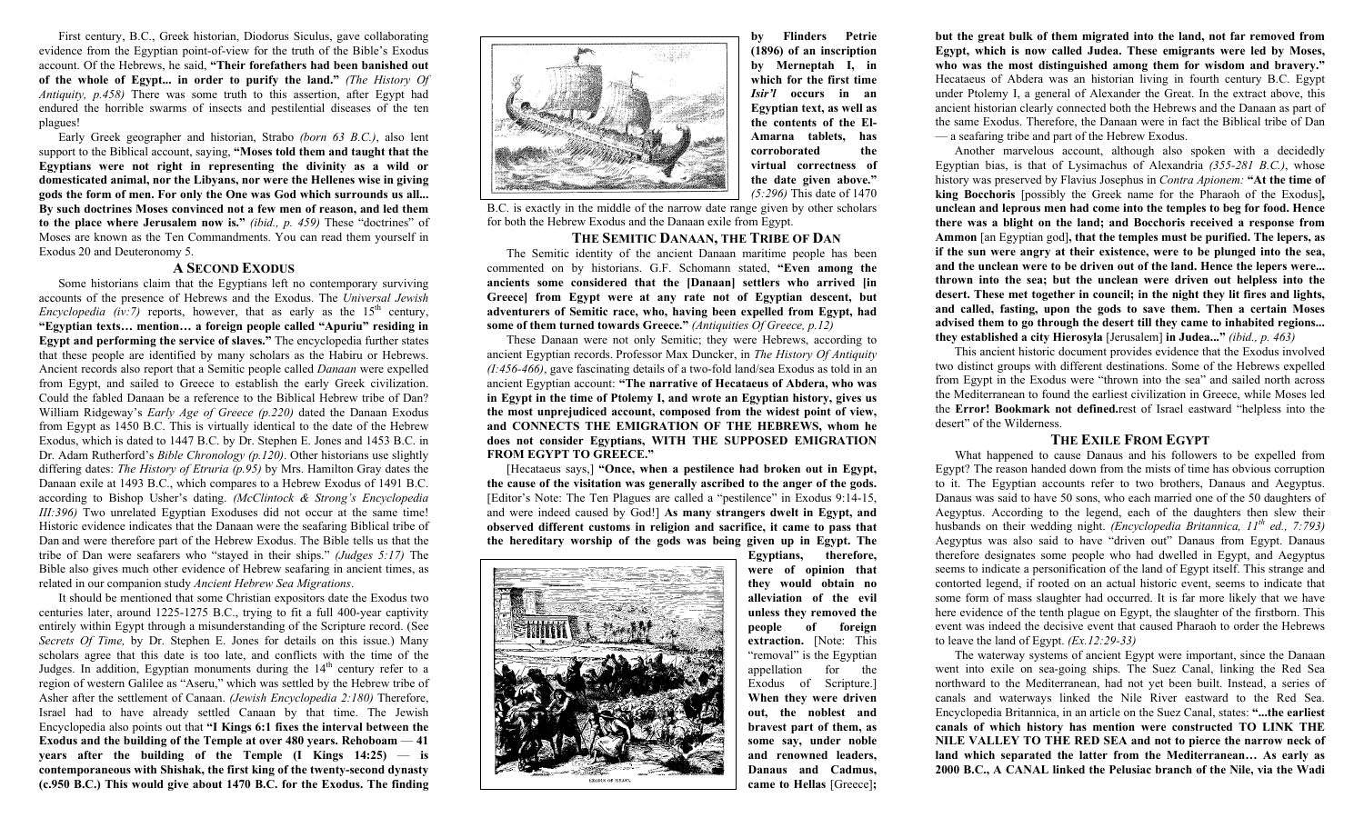First century, B.C., Greek historian, Diodorus Siculus, gave collaborating evidence from the Egyptian point-of-view for the truth of the Bible's Exodus account. Of the Hebrews, he said, **"Their forefathers had been banished out of the whole of Egypt... in order to purify the land."** *(The History Of Antiquity, p.458)* There was some truth to this assertion, after Egypt had endured the horrible swarms of insects and pestilential diseases of the ten plagues!

Early Greek geographer and historian, Strabo *(born 63 B.C.)*, also lent support to the Biblical account, saying, **"Moses told them and taught that the Egyptians were not right in representing the divinity as a wild or domesticated animal, nor the Libyans, nor were the Hellenes wise in giving gods the form of men. For only the One was God which surrounds us all... By such doctrines Moses convinced not a few men of reason, and led them to the place where Jerusalem now is."** *(ibid., p. 459)* These "doctrines" of Moses are known as the Ten Commandments. You can read them yourself in Exodus 20 and Deuteronomy 5.

## A Second Exodus

Some historians claim that the Egyptians left no contemporary surviving accounts of the presence of Hebrews and the Exodus. The *Universal Jewish Encyclopedia (iv:7)* reports, however, that as early as the 15th century, **"Egyptian texts… mention… a foreign people called "Apuriu" residing in Egypt and performing the service of slaves."** The encyclopedia further states that these people are identified by many scholars as the Habiru or Hebrews. Ancient records also report that a Semitic people called *Danaan* were expelled from Egypt, and sailed to Greece to establish the early Greek civilization. Could the fabled Danaan be a reference to the Biblical Hebrew tribe of Dan? William Ridgeway's *Early Age of Greece (p.220)* dated the Danaan Exodus from Egypt as 1450 B.C. This is virtually identical to the date of the Hebrew Exodus, which is dated to 1447 B.C. by Dr. Stephen E. Jones and 1453 B.C. in Dr. Adam Rutherford's *Bible Chronology (p.120)*. Other historians use slightly differing dates: *The History of Etruria (p.95)* by Mrs. Hamilton Gray dates the Danaan exile at 1493 B.C., which compares to a Hebrew Exodus of 1491 B.C. according to Bishop Usher's dating. *(McClintock & Strong's Encyclopedia III:396)* Two unrelated Egyptian Exoduses did not occur at the same time! Historic evidence indicates that the Danaan were the seafaring Biblical tribe of Dan and were therefore part of the Hebrew Exodus. The Bible tells us that the tribe of Dan were seafarers who "stayed in their ships." *(Judges 5:17)* The Bible also gives much other evidence of Hebrew seafaring in ancient times, as related in our companion study *Ancient Hebrew Sea Migrations*.

It should be mentioned that some Christian expositors date the Exodus two centuries later, around 1225-1275 B.C., trying to fit a full 400-year captivity entirely within Egypt through a misunderstanding of the Scripture record. (See *Secrets Of Time,* by Dr. Stephen E. Jones for details on this issue.) Many scholars agree that this date is too late, and conflicts with the time of the Judges. In addition, Egyptian monuments during the 14th century refer to a region of western Galilee as "Aseru," which was settled by the Hebrew tribe of Asher after the settlement of Canaan. *(Jewish Encyclopedia 2:180)* Therefore, Israel had to have already settled Canaan by that time. The Jewish Encyclopedia also points out that **"I Kings 6:1 fixes the interval between the Exodus and the building of the Temple at over 480 years. Rehoboam — 41 years after the building of the Temple (I Kings 14:25) — is contemporaneous with Shishak, the first king of the twenty-second dynasty (c.950 B.C.) This would give about 1470 B.C. for the Exodus. The finding by Flinders Petrie (1896) of an inscription by Merneptah I, in which for the first time *Isir'l* occurs in an Egyptian text, as well as the contents of the El-Amarna tablets, has corroborated the virtual correctness of the date given above."** *(5:296)* This date of 1470 B.C. is exactly in the middle of the narrow date range given by other scholars for both the Hebrew Exodus and the Danaan exile from Egypt.

## The Semitic Danaan, the Tribe of Dan

The Semitic identity of the ancient Danaan maritime people has been commented on by historians. G.F. Schomann stated, **"Even among the ancients some considered that the [Danaan] settlers who arrived [in Greece] from Egypt were at any rate not of Egyptian descent, but adventurers of Semitic race, who, having been expelled from Egypt, had some of them turned towards Greece."** *(Antiquities Of Greece, p.12)*

These Danaan were not only Semitic; they were Hebrews, according to ancient Egyptian records. Professor Max Duncker, in *The History Of Antiquity (I:456-466)*, gave fascinating details of a two-fold land/sea Exodus as told in an ancient Egyptian account: **"The narrative of Hecataeus of Abdera, who was in Egypt in the time of Ptolemy I, and wrote an Egyptian history, gives us the most unprejudiced account, composed from the widest point of view, and CONNECTS THE EMIGRATION OF THE HEBREWS, whom he does not consider Egyptians, WITH THE SUPPOSED EMIGRATION FROM EGYPT TO GREECE."**

[Hecataeus says,] **"Once, when a pestilence had broken out in Egypt, the cause of the visitation was generally ascribed to the anger of the gods.** [Editor's Note: The Ten Plagues are called a "pestilence" in Exodus 9:14-15, and were indeed caused by God!] **As many strangers dwelt in Egypt, and observed different customs in religion and sacrifice, it came to pass that the hereditary worship of the gods was being given up in Egypt. The Egyptians, therefore, were of opinion that they would obtain no alleviation of the evil unless they removed the people of foreign extraction.** [Note: This "removal" is the Egyptian appellation for the Exodus of Scripture.] **When they were driven out, the noblest and bravest part of them, as some say, under noble and renowned leaders, Danaus and Cadmus, came to Hellas** [Greece]**; but the great bulk of them migrated into the land, not far removed from Egypt, which is now called Judea. These emigrants were led by Moses, who was the most distinguished among them for wisdom and bravery."** Hecataeus of Abdera was an historian living in fourth century B.C. Egypt under Ptolemy I, a general of Alexander the Great. In the extract above, this ancient historian clearly connected both the Hebrews and the Danaan as part of the same Exodus. Therefore, the Danaan were in fact the Biblical tribe of Dan — a seafaring tribe and part of the Hebrew Exodus.

Another marvelous account, although also spoken with a decidedly Egyptian bias, is that of Lysimachus of Alexandria *(355-281 B.C.)*, whose history was preserved by Flavius Josephus in *Contra Apionem:* **"At the time of king Bocchoris** [possibly the Greek name for the Pharaoh of the Exodus]**, unclean and leprous men had come into the temples to beg for food. Hence there was a blight on the land; and Bocchoris received a response from Ammon** [an Egyptian god]**, that the temples must be purified. The lepers, as if the sun were angry at their existence, were to be plunged into the sea, and the unclean were to be driven out of the land. Hence the lepers were... thrown into the sea; but the unclean were driven out helpless into the desert. These met together in council; in the night they lit fires and lights, and called, fasting, upon the gods to save them. Then a certain Moses advised them to go through the desert till they came to inhabited regions... they established a city Hierosyla** [Jerusalem] **in Judea..."** *(ibid., p. 463)*

This ancient historic document provides evidence that the Exodus involved two distinct groups with different destinations. Some of the Hebrews expelled from Egypt in the Exodus were "thrown into the sea" and sailed north across the Mediterranean to found the earliest civilization in Greece, while Moses led the **Error! Bookmark not defined.**rest of Israel eastward "helpless into the desert" of the Wilderness.

## The Exile From Egypt

What happened to cause Danaus and his followers to be expelled from Egypt? The reason handed down from the mists of time has obvious corruption to it. The Egyptian accounts refer to two brothers, Danaus and Aegyptus. Danaus was said to have 50 sons, who each married one of the 50 daughters of Aegyptus. According to the legend, each of the daughters then slew their husbands on their wedding night. *(Encyclopedia Britannica, 11th ed., 7:793)* Aegyptus was also said to have "driven out" Danaus from Egypt. Danaus therefore designates some people who had dwelled in Egypt, and Aegyptus seems to indicate a personification of the land of Egypt itself. This strange and contorted legend, if rooted on an actual historic event, seems to indicate that some form of mass slaughter had occurred. It is far more likely that we have here evidence of the tenth plague on Egypt, the slaughter of the firstborn. This event was indeed the decisive event that caused Pharaoh to order the Hebrews to leave the land of Egypt. *(Ex.12:29-33)*

The waterway systems of ancient Egypt were important, since the Danaan went into exile on sea-going ships. The Suez Canal, linking the Red Sea northward to the Mediterranean, had not yet been built. Instead, a series of canals and waterways linked the Nile River eastward to the Red Sea. Encyclopedia Britannica, in an article on the Suez Canal, states: **"...the earliest canals of which history has mention were constructed TO LINK THE NILE VALLEY TO THE RED SEA and not to pierce the narrow neck of land which separated the latter from the Mediterranean… As early as 2000 B.C., A CANAL linked the Pelusiac branch of the Nile, via the Wadi**

EXODUS OF ISRAEL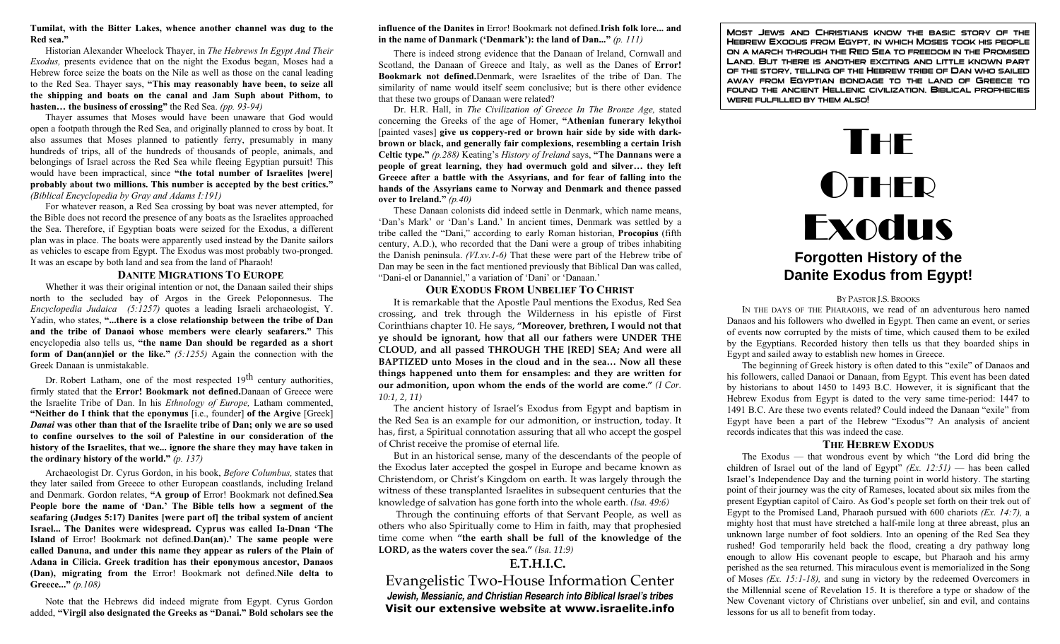**Tumilat, with the Bitter Lakes, whence another channel was dug to the Red sea."**

Historian Alexander Wheelock Thayer, in *The Hebrews In Egypt And Their Exodus,* presents evidence that on the night the Exodus began, Moses had a Hebrew force seize the boats on the Nile as well as those on the canal leading to the Red Sea. Thayer says, **"This may reasonably have been, to seize all the shipping and boats on the canal and Jam Suph about Pithom, to hasten… the business of crossing"** the Red Sea. *(pp. 93-94)*

Thayer assumes that Moses would have been unaware that God would open a footpath through the Red Sea, and originally planned to cross by boat. It also assumes that Moses planned to patiently ferry, presumably in many hundreds of trips, all of the hundreds of thousands of people, animals, and belongings of Israel across the Red Sea while fleeing Egyptian pursuit! This would have been impractical, since **"the total number of Israelites [were] probably about two millions. This number is accepted by the best critics."** *(Biblical Encyclopedia by Gray and Adams I:191)*

For whatever reason, a Red Sea crossing by boat was never attempted, for the Bible does not record the presence of any boats as the Israelites approached the Sea. Therefore, if Egyptian boats were seized for the Exodus, a different plan was in place. The boats were apparently used instead by the Danite sailors as vehicles to escape from Egypt. The Exodus was most probably two-pronged. It was an escape by both land and sea from the land of Pharaoh!

### DANITE MIGRATIONS TO EUROPE

Whether it was their original intention or not, the Danaan sailed their ships north to the secluded bay of Argos in the Greek Peloponnesus. The *Encyclopedia Judaica (5:1257)* quotes a leading Israeli archaeologist, Y. Yadin, who states, **"...there is a close relationship between the tribe of Dan and the tribe of Danaoi whose members were clearly seafarers."** This encyclopedia also tells us, **"the name Dan should be regarded as a short form of Dan(ann)iel or the like."** *(5:1255)* Again the connection with the Greek Danaan is unmistakable.

Dr. Robert Latham, one of the most respected 19th century authorities, firmly stated that the **Error! Bookmark not defined.**Danaan of Greece were the Israelite Tribe of Dan. In his *Ethnology of Europe,* Latham commented, **"Neither do I think that the eponymus** [i.e., founder] **of the Argive** [Greek] ***Danai*** **was other than that of the Israelite tribe of Dan; only we are so used to confine ourselves to the soil of Palestine in our consideration of the history of the Israelites, that we... ignore the share they may have taken in the ordinary history of the world."** *(p. 137)*

Archaeologist Dr. Cyrus Gordon, in his book, *Before Columbus,* states that they later sailed from Greece to other European coastlands, including Ireland and Denmark. Gordon relates, **"A group of** Error! Bookmark not defined.**Sea People bore the name of 'Dan.' The Bible tells how a segment of the seafaring (Judges 5:17) Danites [were part of] the tribal system of ancient Israel... The Danites were widespread. Cyprus was called Ia-Dnan 'The Island of** Error! Bookmark not defined.**Dan(an).' The same people were called Danuna, and under this name they appear as rulers of the Plain of Adana in Cilicia. Greek tradition has their eponymous ancestor, Danaos (Dan), migrating from the** Error! Bookmark not defined.**Nile delta to Greece..."** *(p.108)*

Note that the Hebrews did indeed migrate from Egypt. Cyrus Gordon added, **"Virgil also designated the Greeks as "Danai." Bold scholars see the influence of the Danites in** Error! Bookmark not defined.**Irish folk lore... and in the name of Danmark ('Denmark'): the land of Dan..."** *(p. 111)*

There is indeed strong evidence that the Danaan of Ireland, Cornwall and Scotland, the Danaan of Greece and Italy, as well as the Danes of **Error! Bookmark not defined.**Denmark, were Israelites of the tribe of Dan. The similarity of name would itself seem conclusive; but is there other evidence that these two groups of Danaan were related?

Dr. H.R. Hall, in *The Civilization of Greece In The Bronze Age,* stated concerning the Greeks of the age of Homer, **"Athenian funerary lekythoi** [painted vases] **give us coppery-red or brown hair side by side with dark-brown or black, and generally fair complexions, resembling a certain Irish Celtic type."** *(p.288)* Keating's *History of Ireland* says, **"The Dannans were a people of great learning, they had overmuch gold and silver… they left Greece after a battle with the Assyrians, and for fear of falling into the hands of the Assyrians came to Norway and Denmark and thence passed over to Ireland."** *(p.40)*

These Danaan colonists did indeed settle in Denmark, which name means, 'Dan's Mark' or 'Dan's Land.' In ancient times, Denmark was settled by a tribe called the "Dani," according to early Roman historian, **Procopius** (fifth century, A.D.), who recorded that the Dani were a group of tribes inhabiting the Danish peninsula. *(VI.xv.1-6)* That these were part of the Hebrew tribe of Dan may be seen in the fact mentioned previously that Biblical Dan was called, "Dani-el or Dananniel," a variation of 'Dani' or 'Danaan.'

### OUR EXODUS FROM UNBELIEF TO CHRIST

It is remarkable that the Apostle Paul mentions the Exodus, Red Sea crossing, and trek through the Wilderness in his epistle of First Corinthians chapter 10. He says, **"Moreover, brethren, I would not that ye should be ignorant, how that all our fathers were UNDER THE CLOUD, and all passed THROUGH THE [RED] SEA; And were all BAPTIZED unto Moses in the cloud and in the sea… Now all these things happened unto them for ensamples: and they are written for our admonition, upon whom the ends of the world are come."** *(I Cor. 10:1, 2, 11)*

The ancient history of Israel's Exodus from Egypt and baptism in the Red Sea is an example for our admonition, or instruction, today. It has, first, a Spiritual connotation assuring that all who accept the gospel of Christ receive the promise of eternal life.

But in an historical sense, many of the descendants of the people of the Exodus later accepted the gospel in Europe and became known as Christendom, or Christ's Kingdom on earth. It was largely through the witness of these transplanted Israelites in subsequent centuries that the knowledge of salvation has gone forth into the whole earth. *(Isa. 49:6)*

Through the continuing efforts of that Servant People, as well as others who also Spiritually come to Him in faith, may that prophesied time come when **"the earth shall be full of the knowledge of the LORD, as the waters cover the sea."** *(Isa. 11:9)*

**E.T.H.I.C.**

Evangelistic Two-House Information Center

***Jewish, Messianic, and Christian Research into Biblical Israel's tribes***

**Visit our extensive website at www.israelite.info**

**MOST JEWS AND CHRISTIANS KNOW THE BASIC STORY OF THE HEBREW EXODUS FROM EGYPT, IN WHICH MOSES TOOK HIS PEOPLE ON A MARCH THROUGH THE RED SEA TO FREEDOM IN THE PROMISED LAND. BUT THERE IS ANOTHER EXCITING AND LITTLE KNOWN PART OF THE STORY, TELLING OF THE HEBREW TRIBE OF DAN WHO SAILED AWAY FROM EGYPTIAN BONDAGE TO THE LAND OF GREECE TO FOUND THE ANCIENT HELLENIC CIVILIZATION. BIBLICAL PROPHECIES WERE FULFILLED BY THEM ALSO!**

# The Other Exodus

## Forgotten History of the Danite Exodus from Egypt!

BY PASTOR J.S. BROOKS

IN THE DAYS OF THE PHARAOHS, we read of an adventurous hero named Danaos and his followers who dwelled in Egypt. Then came an event, or series of events now corrupted by the mists of time, which caused them to be exiled by the Egyptians. Recorded history then tells us that they boarded ships in Egypt and sailed away to establish new homes in Greece.

The beginning of Greek history is often dated to this "exile" of Danaos and his followers, called Danaoi or Danaan, from Egypt. This event has been dated by historians to about 1450 to 1493 B.C. However, it is significant that the Hebrew Exodus from Egypt is dated to the very same time-period: 1447 to 1491 B.C. Are these two events related? Could indeed the Danaan "exile" from Egypt have been a part of the Hebrew "Exodus"? An analysis of ancient records indicates that this was indeed the case.

### THE HEBREW EXODUS

The Exodus — that wondrous event by which "the Lord did bring the children of Israel out of the land of Egypt" *(Ex. 12:51)* — has been called Israel's Independence Day and the turning point in world history. The starting point of their journey was the city of Rameses, located about six miles from the present Egyptian capitol of Cairo. As God's people set forth on their trek out of Egypt to the Promised Land, Pharaoh pursued with 600 chariots *(Ex. 14:7),* a mighty host that must have stretched a half-mile long at three abreast, plus an unknown large number of foot soldiers. Into an opening of the Red Sea they rushed! God temporarily held back the flood, creating a dry pathway long enough to allow His covenant people to escape, but Pharaoh and his army perished as the sea returned. This miraculous event is memorialized in the Song of Moses *(Ex. 15:1-18),* and sung in victory by the redeemed Overcomers in the Millennial scene of Revelation 15. It is therefore a type or shadow of the New Covenant victory of Christians over unbelief, sin and evil, and contains lessons for us all to benefit from today.